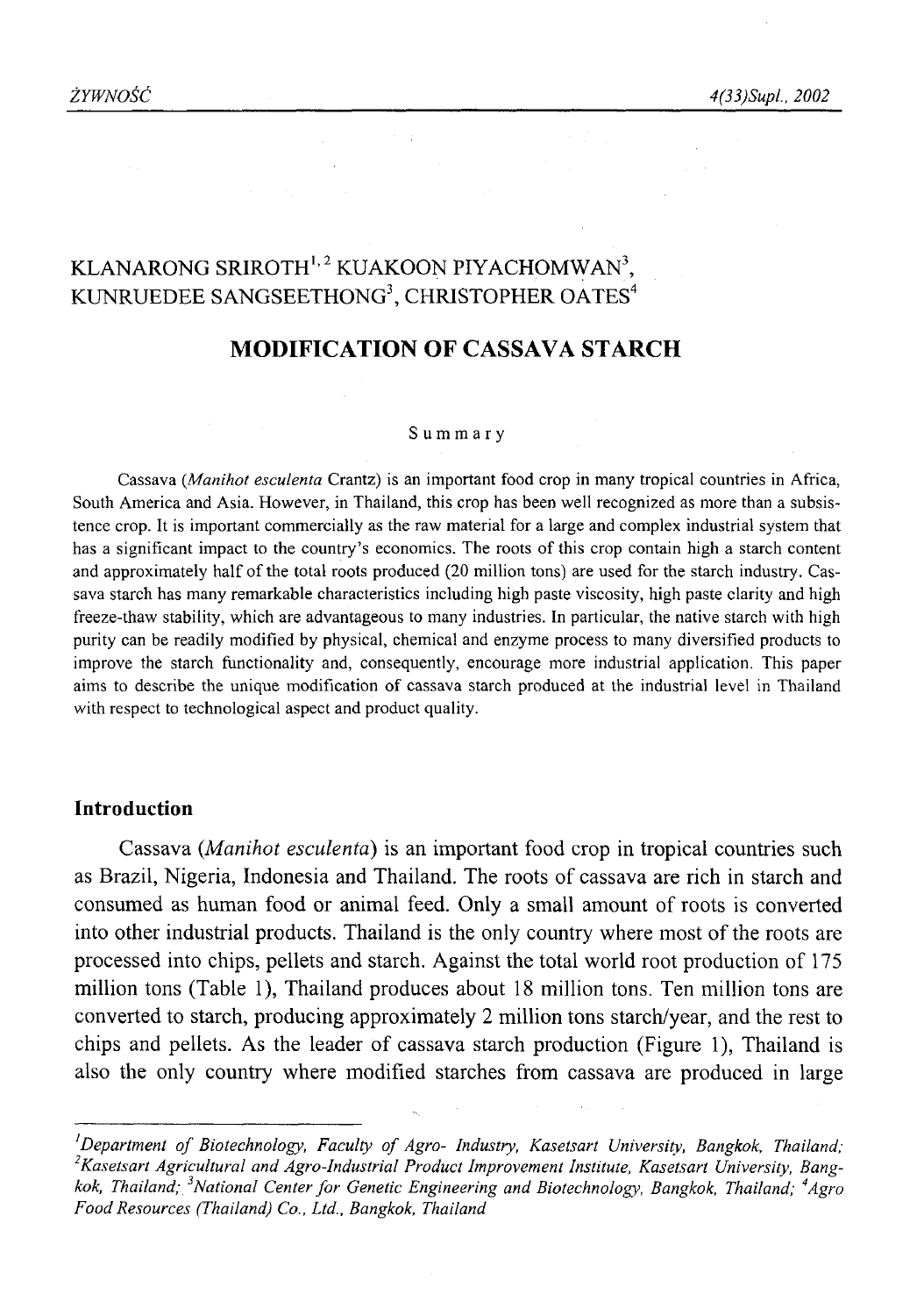KLANARONG SRIROTH[1, 2] KUAKOON PIYACHOMWAN[3], KUNRUEDEE SANGSEETHONG[3], CHRISTOPHER OATES[4]

# MODIFICATION OF CASSAVA STARCH

## Summary

Cassava (*Manihot esculenta* Crantz) is an important food crop in many tropical countries in Africa, South America and Asia. However, in Thailand, this crop has been well recognized as more than a subsistence crop. It is important commercially as the raw material for a large and complex industrial system that has a significant impact to the country's economics. The roots of this crop contain high a starch content and approximately half of the total roots produced (20 million tons) are used for the starch industry. Cassava starch has many remarkable characteristics including high paste viscosity, high paste clarity and high freeze-thaw stability, which are advantageous to many industries. In particular, the native starch with high purity can be readily modified by physical, chemical and enzyme process to many diversified products to improve the starch functionality and, consequently, encourage more industrial application. This paper aims to describe the unique modification of cassava starch produced at the industrial level in Thailand with respect to technological aspect and product quality.

## Introduction

Cassava (*Manihot esculenta*) is an important food crop in tropical countries such as Brazil, Nigeria, Indonesia and Thailand. The roots of cassava are rich in starch and consumed as human food or animal feed. Only a small amount of roots is converted into other industrial products. Thailand is the only country where most of the roots are processed into chips, pellets and starch. Against the total world root production of 175 million tons (Table 1), Thailand produces about 18 million tons. Ten million tons are converted to starch, producing approximately 2 million tons starch/year, and the rest to chips and pellets. As the leader of cassava starch production (Figure 1), Thailand is also the only country where modified starches from cassava are produced in large

---

[1]*Department of Biotechnology, Faculty of Agro- Industry, Kasetsart University, Bangkok, Thailand;* [2]*Kasetsart Agricultural and Agro-Industrial Product Improvement Institute, Kasetsart University, Bangkok, Thailand;* [3]*National Center for Genetic Engineering and Biotechnology, Bangkok, Thailand;* [4]*Agro Food Resources (Thailand) Co., Ltd., Bangkok, Thailand*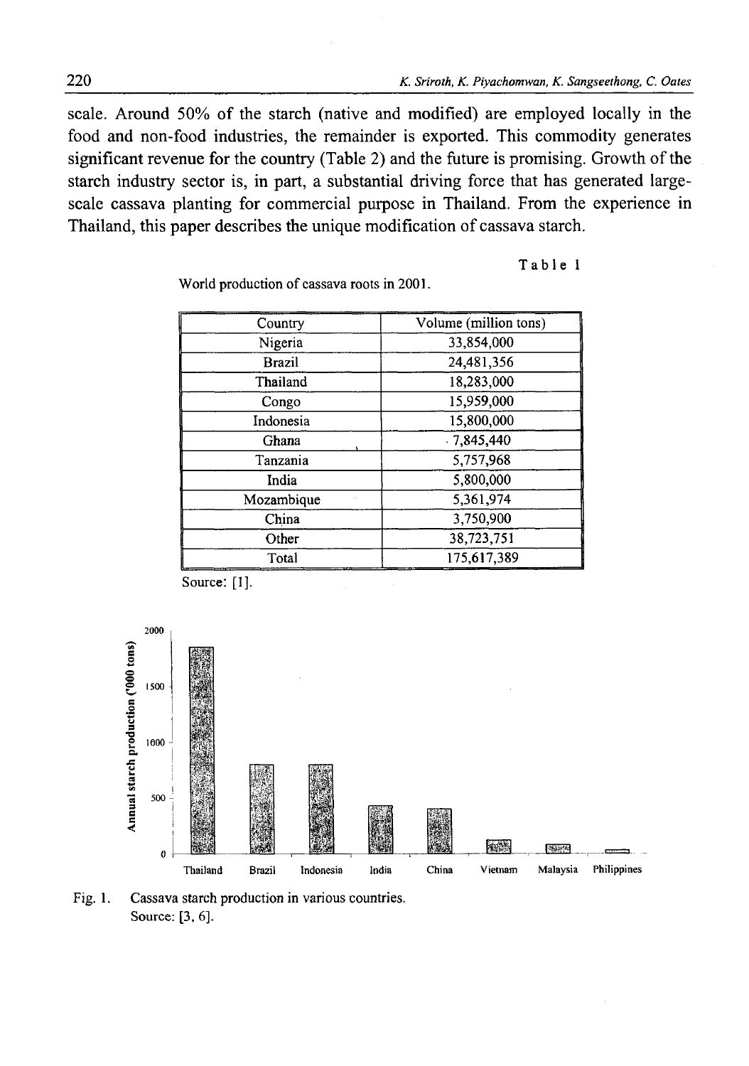scale. Around 50% of the starch (native and modified) are employed locally in the food and non-food industries, the remainder is exported. This commodity generates significant revenue for the country (Table 2) and the future is promising. Growth of the starch industry sector is, in part, a substantial driving force that has generated large-scale cassava planting for commercial purpose in Thailand. From the experience in Thailand, this paper describes the unique modification of cassava starch.

Table 1

World production of cassava roots in 2001.

| Country | Volume (million tons) |
|---|---|
| Nigeria | 33,854,000 |
| Brazil | 24,481,356 |
| Thailand | 18,283,000 |
| Congo | 15,959,000 |
| Indonesia | 15,800,000 |
| Ghana | 7,845,440 |
| Tanzania | 5,757,968 |
| India | 5,800,000 |
| Mozambique | 5,361,974 |
| China | 3,750,900 |
| Other | 38,723,751 |
| Total | 175,617,389 |

Source: [1].

Fig. 1. Cassava starch production in various countries.
Source: [3, 6].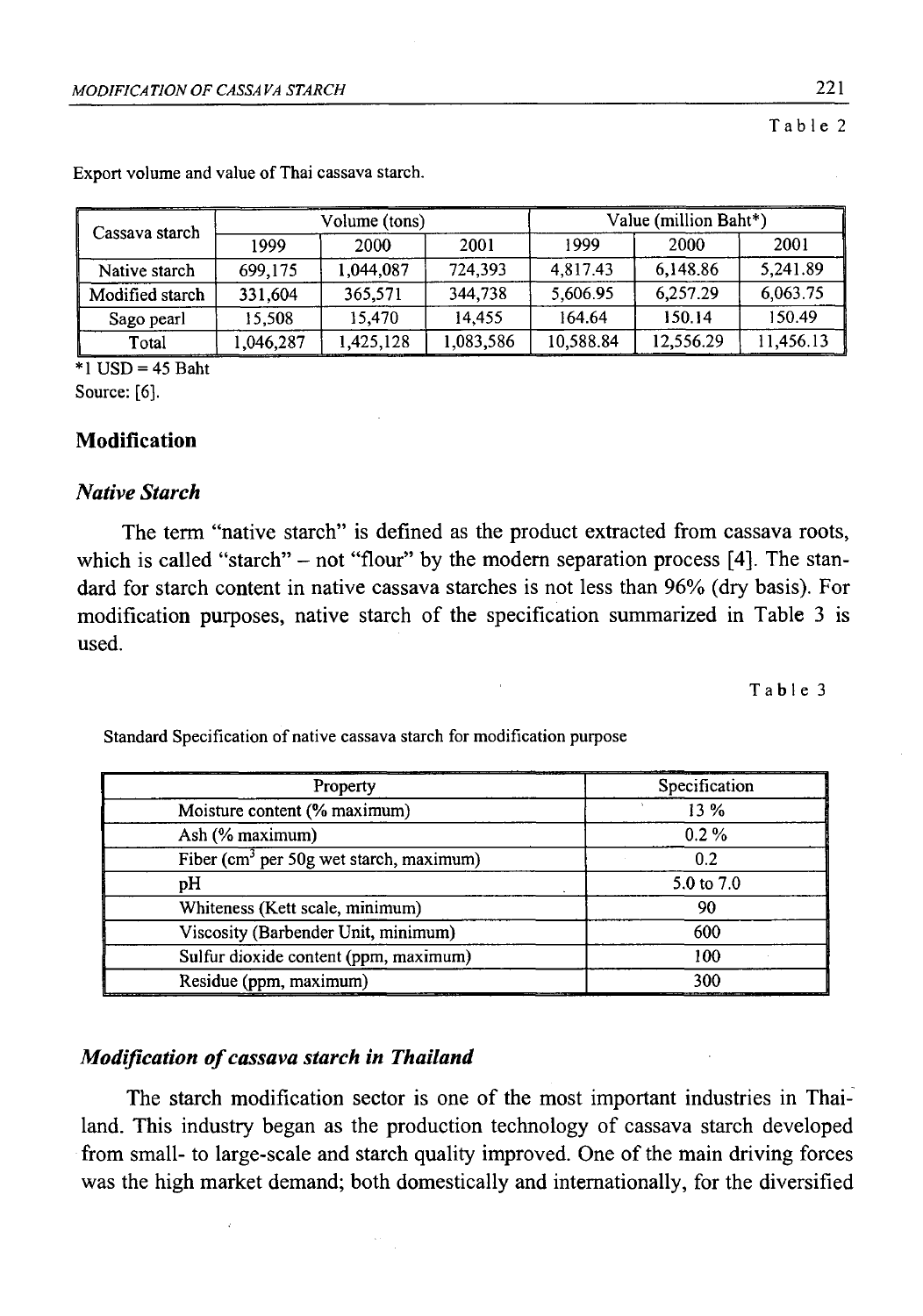Table 2

Export volume and value of Thai cassava starch.

| Cassava starch | Volume (tons) | | | Value (million Baht*) | | |
|---|---|---|---|---|---|---|
| | 1999 | 2000 | 2001 | 1999 | 2000 | 2001 |
| Native starch | 699,175 | 1,044,087 | 724,393 | 4,817.43 | 6,148.86 | 5,241.89 |
| Modified starch | 331,604 | 365,571 | 344,738 | 5,606.95 | 6,257.29 | 6,063.75 |
| Sago pearl | 15,508 | 15,470 | 14,455 | 164.64 | 150.14 | 150.49 |
| Total | 1,046,287 | 1,425,128 | 1,083,586 | 10,588.84 | 12,556.29 | 11,456.13 |

*1 USD = 45 Baht

Source: [6].

## Modification

### *Native Starch*

The term "native starch" is defined as the product extracted from cassava roots, which is called "starch" – not "flour" by the modern separation process [4]. The standard for starch content in native cassava starches is not less than 96% (dry basis). For modification purposes, native starch of the specification summarized in Table 3 is used.

Table 3

Standard Specification of native cassava starch for modification purpose

| Property | Specification |
|---|---|
| Moisture content (% maximum) | 13 % |
| Ash (% maximum) | 0.2 % |
| Fiber ($cm^3$ per 50g wet starch, maximum) | 0.2 |
| pH | 5.0 to 7.0 |
| Whiteness (Kett scale, minimum) | 90 |
| Viscosity (Barbender Unit, minimum) | 600 |
| Sulfur dioxide content (ppm, maximum) | 100 |
| Residue (ppm, maximum) | 300 |

### *Modification of cassava starch in Thailand*

The starch modification sector is one of the most important industries in Thailand. This industry began as the production technology of cassava starch developed from small- to large-scale and starch quality improved. One of the main driving forces was the high market demand; both domestically and internationally, for the diversified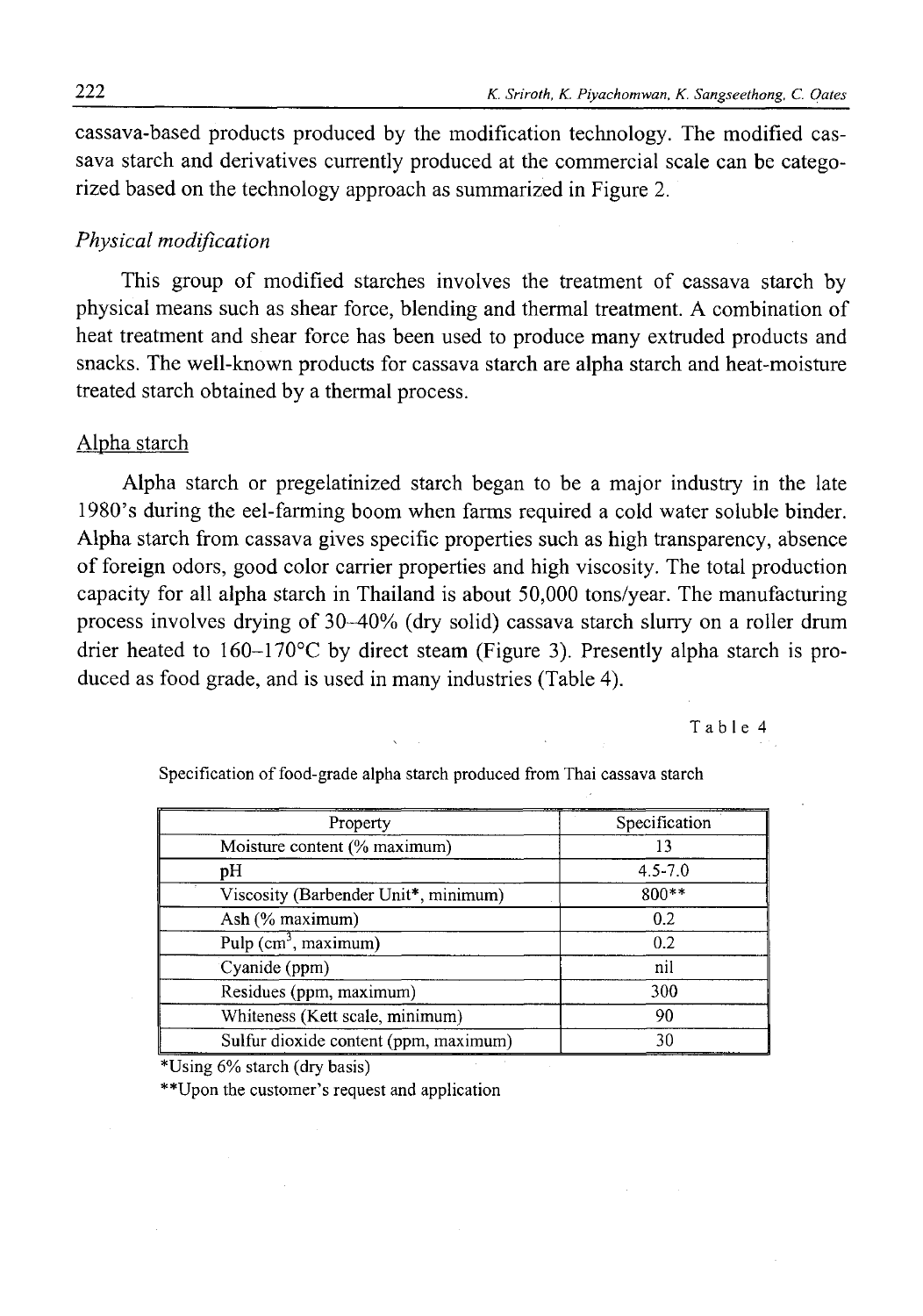cassava-based products produced by the modification technology. The modified cassava starch and derivatives currently produced at the commercial scale can be categorized based on the technology approach as summarized in Figure 2.

### *Physical modification*

This group of modified starches involves the treatment of cassava starch by physical means such as shear force, blending and thermal treatment. A combination of heat treatment and shear force has been used to produce many extruded products and snacks. The well-known products for cassava starch are alpha starch and heat-moisture treated starch obtained by a thermal process.

#### Alpha starch

Alpha starch or pregelatinized starch began to be a major industry in the late 1980's during the eel-farming boom when farms required a cold water soluble binder. Alpha starch from cassava gives specific properties such as high transparency, absence of foreign odors, good color carrier properties and high viscosity. The total production capacity for all alpha starch in Thailand is about 50,000 tons/year. The manufacturing process involves drying of 30–40% (dry solid) cassava starch slurry on a roller drum drier heated to 160–170°C by direct steam (Figure 3). Presently alpha starch is produced as food grade, and is used in many industries (Table 4).

Table 4

Specification of food-grade alpha starch produced from Thai cassava starch

| Property | Specification |
|---|---|
| Moisture content (% maximum) | 13 |
| pH | 4.5-7.0 |
| Viscosity (Barbender Unit*, minimum) | 800** |
| Ash (% maximum) | 0.2 |
| Pulp ($cm^3$, maximum) | 0.2 |
| Cyanide (ppm) | nil |
| Residues (ppm, maximum) | 300 |
| Whiteness (Kett scale, minimum) | 90 |
| Sulfur dioxide content (ppm, maximum) | 30 |

*Using 6% starch (dry basis)

**Upon the customer's request and application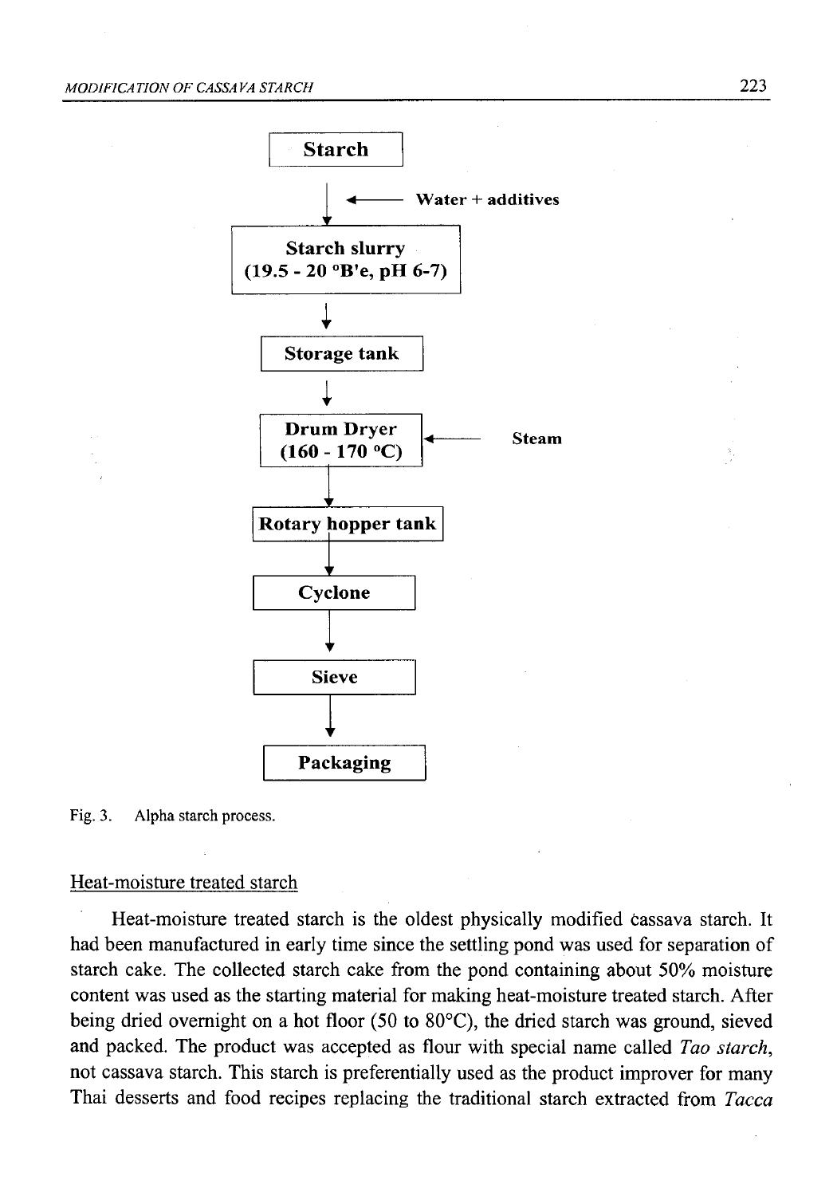Starch
↓ ← Water + additives
Starch slurry (19.5 - 20 °B'e, pH 6-7)
↓
Storage tank
↓
Drum Dryer (160 - 170 °C) ← Steam
↓
Rotary hopper tank
↓
Cyclone
↓
Sieve
↓
Packaging

Fig. 3. Alpha starch process.

## Heat-moisture treated starch

Heat-moisture treated starch is the oldest physically modified cassava starch. It had been manufactured in early time since the settling pond was used for separation of starch cake. The collected starch cake from the pond containing about 50% moisture content was used as the starting material for making heat-moisture treated starch. After being dried overnight on a hot floor (50 to 80°C), the dried starch was ground, sieved and packed. The product was accepted as flour with special name called *Tao starch*, not cassava starch. This starch is preferentially used as the product improver for many Thai desserts and food recipes replacing the traditional starch extracted from *Tacca*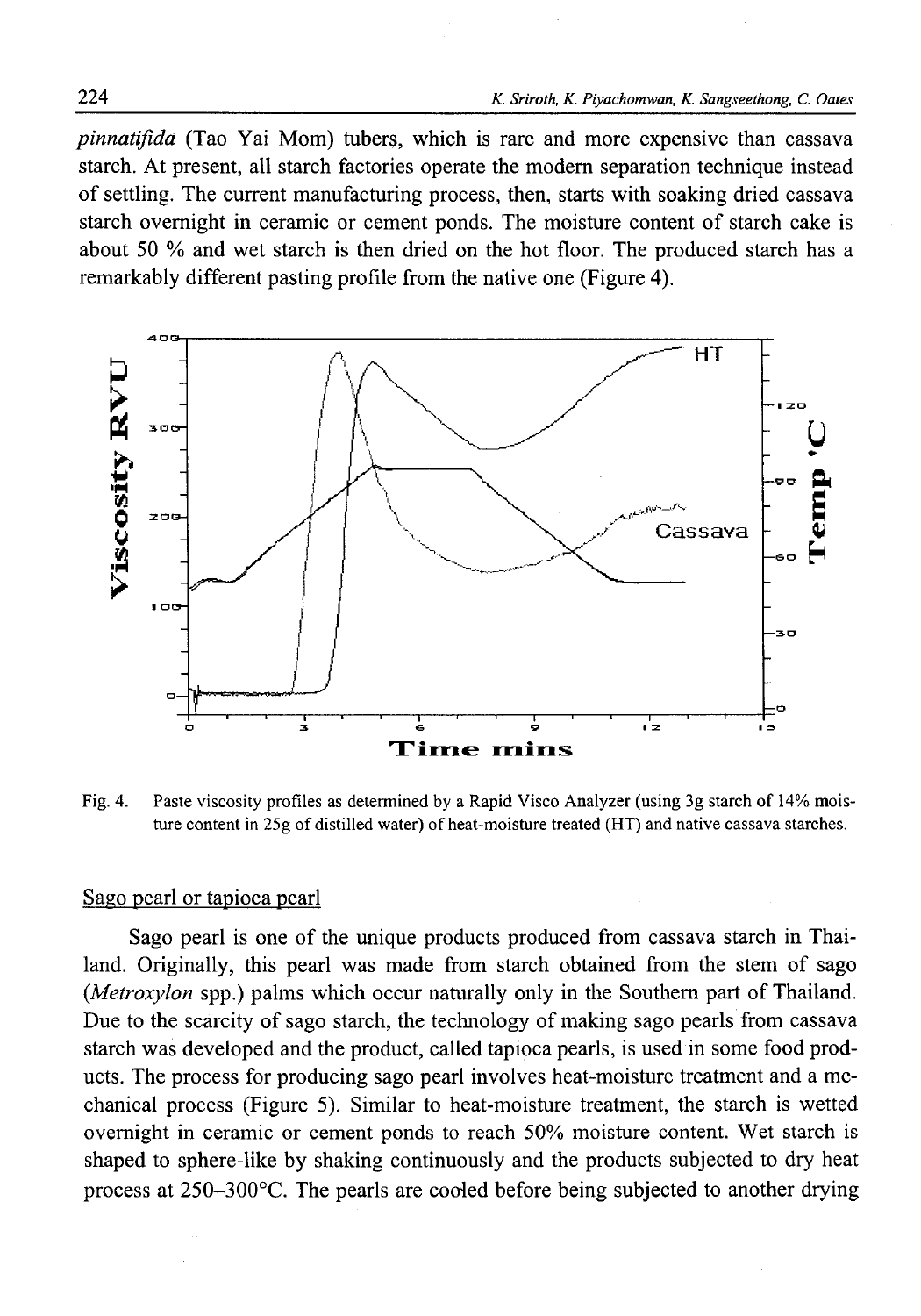*pinnatifida* (Tao Yai Mom) tubers, which is rare and more expensive than cassava starch. At present, all starch factories operate the modern separation technique instead of settling. The current manufacturing process, then, starts with soaking dried cassava starch overnight in ceramic or cement ponds. The moisture content of starch cake is about 50 % and wet starch is then dried on the hot floor. The produced starch has a remarkably different pasting profile from the native one (Figure 4).

Fig. 4. Paste viscosity profiles as determined by a Rapid Visco Analyzer (using 3g starch of 14% moisture content in 25g of distilled water) of heat-moisture treated (HT) and native cassava starches.

## Sago pearl or tapioca pearl

Sago pearl is one of the unique products produced from cassava starch in Thailand. Originally, this pearl was made from starch obtained from the stem of sago (*Metroxylon* spp.) palms which occur naturally only in the Southern part of Thailand. Due to the scarcity of sago starch, the technology of making sago pearls from cassava starch was developed and the product, called tapioca pearls, is used in some food products. The process for producing sago pearl involves heat-moisture treatment and a mechanical process (Figure 5). Similar to heat-moisture treatment, the starch is wetted overnight in ceramic or cement ponds to reach 50% moisture content. Wet starch is shaped to sphere-like by shaking continuously and the products subjected to dry heat process at 250–300°C. The pearls are cooled before being subjected to another drying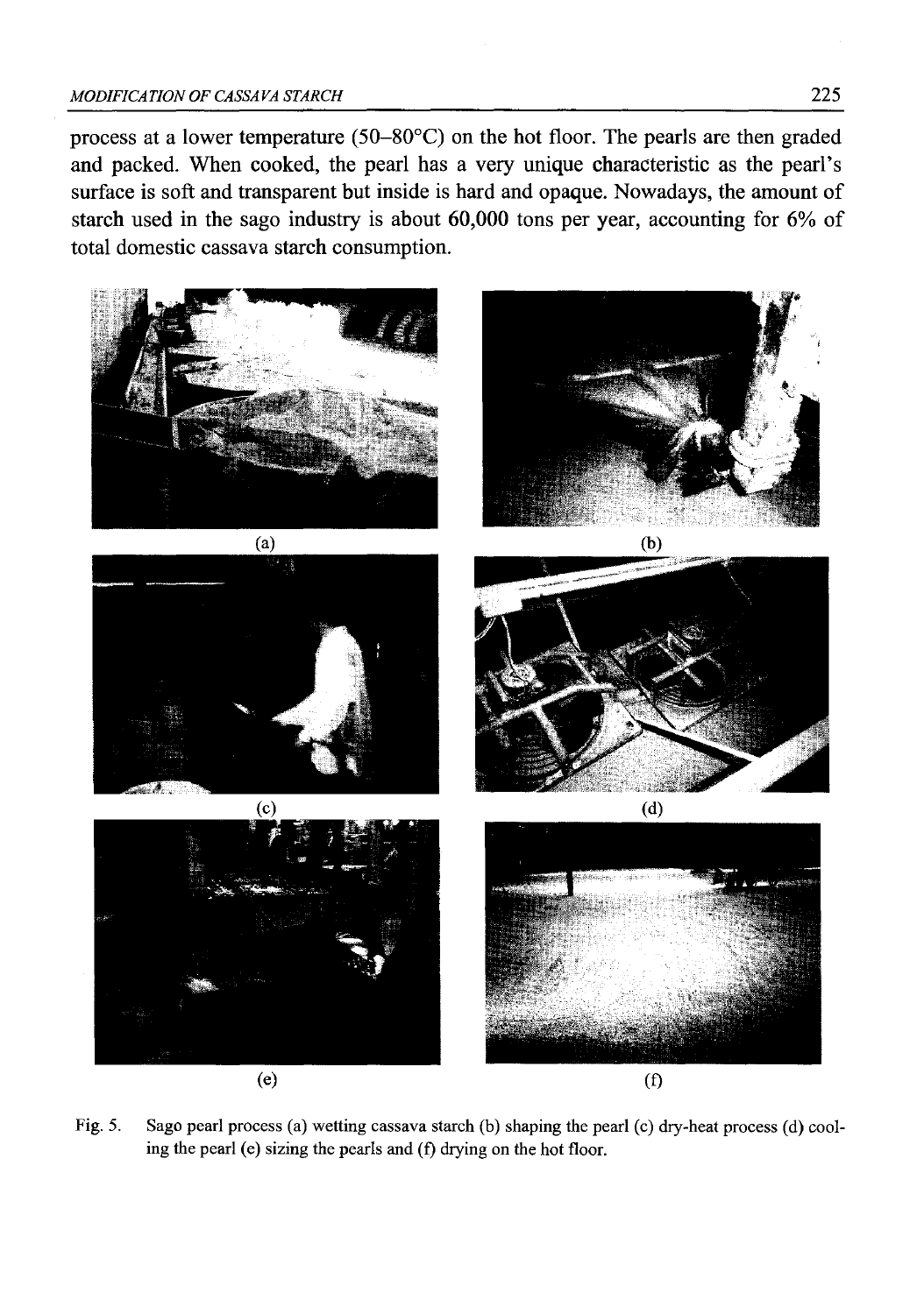process at a lower temperature (50–80°C) on the hot floor. The pearls are then graded and packed. When cooked, the pearl has a very unique characteristic as the pearl's surface is soft and transparent but inside is hard and opaque. Nowadays, the amount of starch used in the sago industry is about 60,000 tons per year, accounting for 6% of total domestic cassava starch consumption.

(a)

(b)

(c)

(d)

(e)

(f)

Fig. 5. Sago pearl process (a) wetting cassava starch (b) shaping the pearl (c) dry-heat process (d) cooling the pearl (e) sizing the pearls and (f) drying on the hot floor.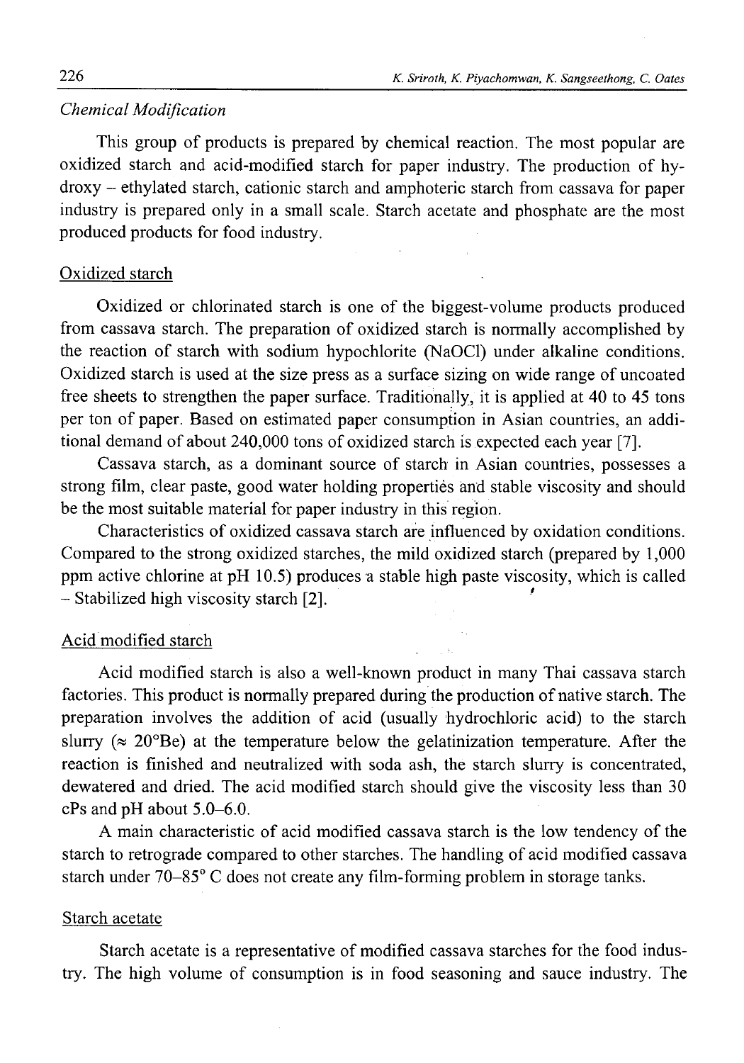### *Chemical Modification*

This group of products is prepared by chemical reaction. The most popular are oxidized starch and acid-modified starch for paper industry. The production of hydroxy – ethylated starch, cationic starch and amphoteric starch from cassava for paper industry is prepared only in a small scale. Starch acetate and phosphate are the most produced products for food industry.

#### Oxidized starch

Oxidized or chlorinated starch is one of the biggest-volume products produced from cassava starch. The preparation of oxidized starch is normally accomplished by the reaction of starch with sodium hypochlorite (NaOCl) under alkaline conditions. Oxidized starch is used at the size press as a surface sizing on wide range of uncoated free sheets to strengthen the paper surface. Traditionally, it is applied at 40 to 45 tons per ton of paper. Based on estimated paper consumption in Asian countries, an additional demand of about 240,000 tons of oxidized starch is expected each year [7].

Cassava starch, as a dominant source of starch in Asian countries, possesses a strong film, clear paste, good water holding properties and stable viscosity and should be the most suitable material for paper industry in this region.

Characteristics of oxidized cassava starch are influenced by oxidation conditions. Compared to the strong oxidized starches, the mild oxidized starch (prepared by 1,000 ppm active chlorine at pH 10.5) produces a stable high paste viscosity, which is called – Stabilized high viscosity starch [2].

#### Acid modified starch

Acid modified starch is also a well-known product in many Thai cassava starch factories. This product is normally prepared during the production of native starch. The preparation involves the addition of acid (usually hydrochloric acid) to the starch slurry (≈ 20°Be) at the temperature below the gelatinization temperature. After the reaction is finished and neutralized with soda ash, the starch slurry is concentrated, dewatered and dried. The acid modified starch should give the viscosity less than 30 cPs and pH about 5.0–6.0.

A main characteristic of acid modified cassava starch is the low tendency of the starch to retrograde compared to other starches. The handling of acid modified cassava starch under 70–85° C does not create any film-forming problem in storage tanks.

#### Starch acetate

Starch acetate is a representative of modified cassava starches for the food industry. The high volume of consumption is in food seasoning and sauce industry. The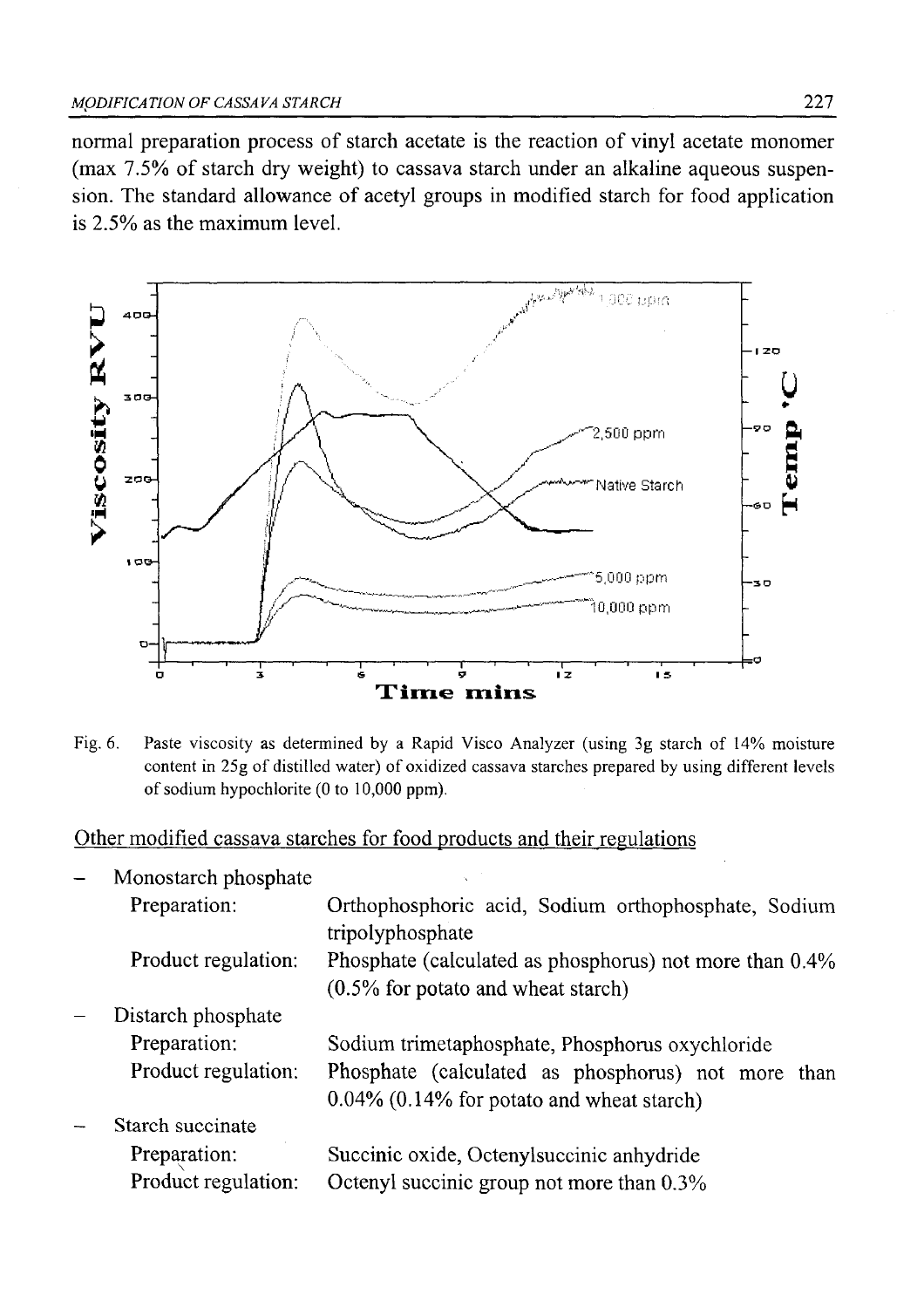normal preparation process of starch acetate is the reaction of vinyl acetate monomer (max 7.5% of starch dry weight) to cassava starch under an alkaline aqueous suspension. The standard allowance of acetyl groups in modified starch for food application is 2.5% as the maximum level.

Fig. 6. Paste viscosity as determined by a Rapid Visco Analyzer (using 3g starch of 14% moisture content in 25g of distilled water) of oxidized cassava starches prepared by using different levels of sodium hypochlorite (0 to 10,000 ppm).

## Other modified cassava starches for food products and their regulations

- Monostarch phosphate
  - Preparation: Orthophosphoric acid, Sodium orthophosphate, Sodium tripolyphosphate
  - Product regulation: Phosphate (calculated as phosphorus) not more than 0.4% (0.5% for potato and wheat starch)
- Distarch phosphate
  - Preparation: Sodium trimetaphosphate, Phosphorus oxychloride
  - Product regulation: Phosphate (calculated as phosphorus) not more than 0.04% (0.14% for potato and wheat starch)
- Starch succinate
  - Preparation: Succinic oxide, Octenylsuccinic anhydride
  - Product regulation: Octenyl succinic group not more than 0.3%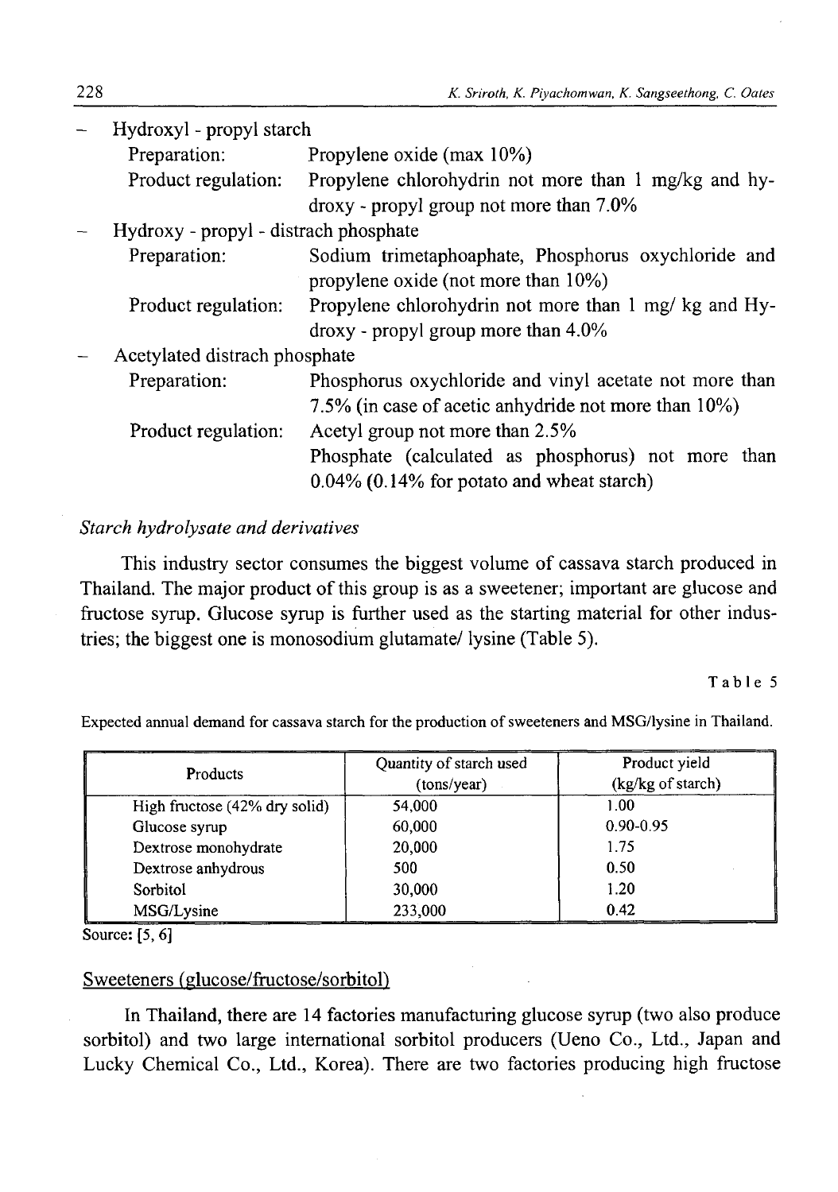- Hydroxyl - propyl starch
  - Preparation: Propylene oxide (max 10%)
  - Product regulation: Propylene chlorohydrin not more than 1 mg/kg and hydroxy - propyl group not more than 7.0%
- Hydroxy - propyl - distrach phosphate
  - Preparation: Sodium trimetaphoaphate, Phosphorus oxychloride and propylene oxide (not more than 10%)
  - Product regulation: Propylene chlorohydrin not more than 1 mg/ kg and Hydroxy - propyl group more than 4.0%
- Acetylated distrach phosphate
  - Preparation: Phosphorus oxychloride and vinyl acetate not more than 7.5% (in case of acetic anhydride not more than 10%)
  - Product regulation: Acetyl group not more than 2.5%
    Phosphate (calculated as phosphorus) not more than 0.04% (0.14% for potato and wheat starch)

*Starch hydrolysate and derivatives*

This industry sector consumes the biggest volume of cassava starch produced in Thailand. The major product of this group is as a sweetener; important are glucose and fructose syrup. Glucose syrup is further used as the starting material for other industries; the biggest one is monosodium glutamate/ lysine (Table 5).

Table 5

Expected annual demand for cassava starch for the production of sweeteners and MSG/lysine in Thailand.

| Products | Quantity of starch used (tons/year) | Product yield (kg/kg of starch) |
|---|---|---|
| High fructose (42% dry solid) | 54,000 | 1.00 |
| Glucose syrup | 60,000 | 0.90-0.95 |
| Dextrose monohydrate | 20,000 | 1.75 |
| Dextrose anhydrous | 500 | 0.50 |
| Sorbitol | 30,000 | 1.20 |
| MSG/Lysine | 233,000 | 0.42 |

Source: [5, 6]

Sweeteners (glucose/fructose/sorbitol)

In Thailand, there are 14 factories manufacturing glucose syrup (two also produce sorbitol) and two large international sorbitol producers (Ueno Co., Ltd., Japan and Lucky Chemical Co., Ltd., Korea). There are two factories producing high fructose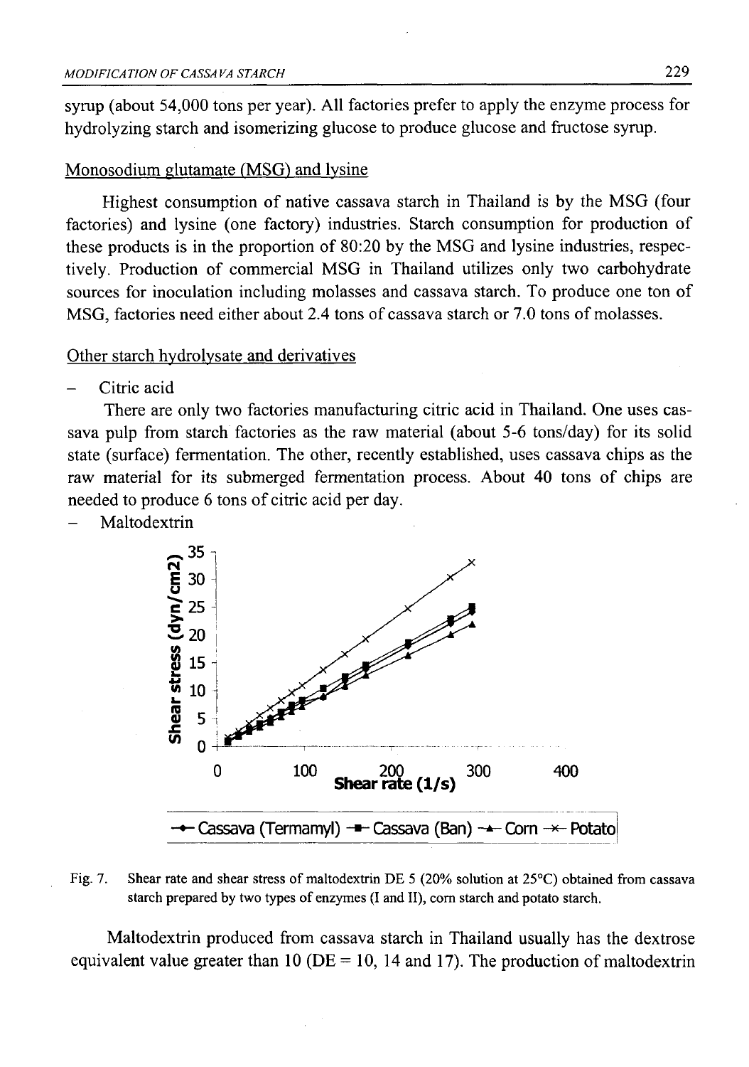syrup (about 54,000 tons per year). All factories prefer to apply the enzyme process for hydrolyzing starch and isomerizing glucose to produce glucose and fructose syrup.

Monosodium glutamate (MSG) and lysine

Highest consumption of native cassava starch in Thailand is by the MSG (four factories) and lysine (one factory) industries. Starch consumption for production of these products is in the proportion of 80:20 by the MSG and lysine industries, respectively. Production of commercial MSG in Thailand utilizes only two carbohydrate sources for inoculation including molasses and cassava starch. To produce one ton of MSG, factories need either about 2.4 tons of cassava starch or 7.0 tons of molasses.

Other starch hydrolysate and derivatives

- Citric acid

There are only two factories manufacturing citric acid in Thailand. One uses cassava pulp from starch factories as the raw material (about 5-6 tons/day) for its solid state (surface) fermentation. The other, recently established, uses cassava chips as the raw material for its submerged fermentation process. About 40 tons of chips are needed to produce 6 tons of citric acid per day.

- Maltodextrin

Fig. 7. Shear rate and shear stress of maltodextrin DE 5 (20% solution at 25°C) obtained from cassava starch prepared by two types of enzymes (I and II), corn starch and potato starch.

Maltodextrin produced from cassava starch in Thailand usually has the dextrose equivalent value greater than 10 (DE = 10, 14 and 17). The production of maltodextrin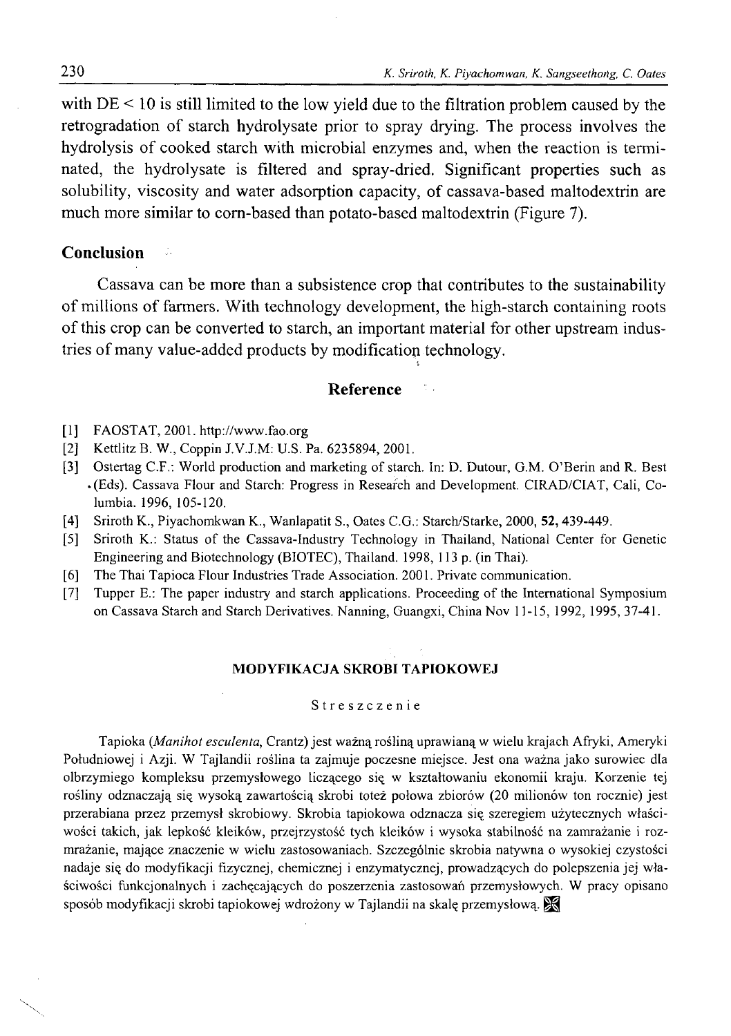with DE < 10 is still limited to the low yield due to the filtration problem caused by the retrogradation of starch hydrolysate prior to spray drying. The process involves the hydrolysis of cooked starch with microbial enzymes and, when the reaction is terminated, the hydrolysate is filtered and spray-dried. Significant properties such as solubility, viscosity and water adsorption capacity, of cassava-based maltodextrin are much more similar to corn-based than potato-based maltodextrin (Figure 7).

## Conclusion

Cassava can be more than a subsistence crop that contributes to the sustainability of millions of farmers. With technology development, the high-starch containing roots of this crop can be converted to starch, an important material for other upstream industries of many value-added products by modification technology.

## Reference

[1] FAOSTAT, 2001. http://www.fao.org
[2] Kettlitz B. W., Coppin J.V.J.M: U.S. Pa. 6235894, 2001.
[3] Ostertag C.F.: World production and marketing of starch. In: D. Dutour, G.M. O'Berin and R. Best (Eds). Cassava Flour and Starch: Progress in Research and Development. CIRAD/CIAT, Cali, Columbia. 1996, 105-120.
[4] Sriroth K., Piyachomkwan K., Wanlapatit S., Oates C.G.: Starch/Starke, 2000, **52**, 439-449.
[5] Sriroth K.: Status of the Cassava-Industry Technology in Thailand, National Center for Genetic Engineering and Biotechnology (BIOTEC), Thailand. 1998, 113 p. (in Thai).
[6] The Thai Tapioca Flour Industries Trade Association. 2001. Private communication.
[7] Tupper E.: The paper industry and starch applications. Proceeding of the International Symposium on Cassava Starch and Starch Derivatives. Nanning, Guangxi, China Nov 11-15, 1992, 1995, 37-41.

### MODYFIKACJA SKROBI TAPIOKOWEJ

Streszczenie

Tapioka (*Manihot esculenta*, Crantz) jest ważną rośliną uprawianą w wielu krajach Afryki, Ameryki Południowej i Azji. W Tajlandii roślina ta zajmuje poczesne miejsce. Jest ona ważna jako surowiec dla olbrzymiego kompleksu przemysłowego liczącego się w kształtowaniu ekonomii kraju. Korzenie tej rośliny odznaczają się wysoką zawartością skrobi toteż połowa zbiorów (20 milionów ton rocznie) jest przerabiana przez przemysł skrobiowy. Skrobia tapiokowa odznacza się szeregiem użytecznych właściwości takich, jak lepkość kleików, przejrzystość tych kleików i wysoka stabilność na zamrażanie i rozmrażanie, mające znaczenie w wielu zastosowaniach. Szczególnie skrobia natywna o wysokiej czystości nadaje się do modyfikacji fizycznej, chemicznej i enzymatycznej, prowadzących do polepszenia jej właściwości funkcjonalnych i zachęcających do poszerzenia zastosowań przemysłowych. W pracy opisano sposób modyfikacji skrobi tapiokowej wdrożony w Tajlandii na skalę przemysłową.